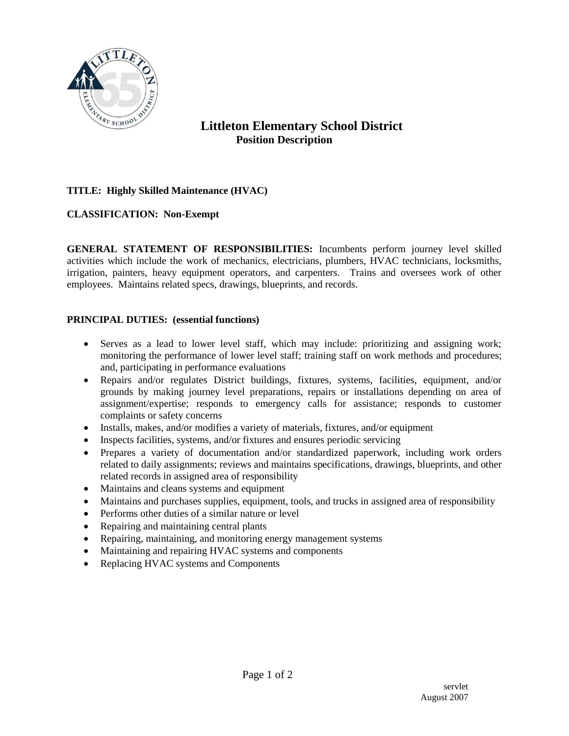# Littleton Elementary School District

## Position Description

**TITLE: Highly Skilled Maintenance (HVAC)**

**CLASSIFICATION: Non-Exempt**

**GENERAL STATEMENT OF RESPONSIBILITIES:** Incumbents perform journey level skilled activities which include the work of mechanics, electricians, plumbers, HVAC technicians, locksmiths, irrigation, painters, heavy equipment operators, and carpenters. Trains and oversees work of other employees. Maintains related specs, drawings, blueprints, and records.

**PRINCIPAL DUTIES: (essential functions)**

- Serves as a lead to lower level staff, which may include: prioritizing and assigning work; monitoring the performance of lower level staff; training staff on work methods and procedures; and, participating in performance evaluations
- Repairs and/or regulates District buildings, fixtures, systems, facilities, equipment, and/or grounds by making journey level preparations, repairs or installations depending on area of assignment/expertise; responds to emergency calls for assistance; responds to customer complaints or safety concerns
- Installs, makes, and/or modifies a variety of materials, fixtures, and/or equipment
- Inspects facilities, systems, and/or fixtures and ensures periodic servicing
- Prepares a variety of documentation and/or standardized paperwork, including work orders related to daily assignments; reviews and maintains specifications, drawings, blueprints, and other related records in assigned area of responsibility
- Maintains and cleans systems and equipment
- Maintains and purchases supplies, equipment, tools, and trucks in assigned area of responsibility
- Performs other duties of a similar nature or level
- Repairing and maintaining central plants
- Repairing, maintaining, and monitoring energy management systems
- Maintaining and repairing HVAC systems and components
- Replacing HVAC systems and Components

servlet
August 2007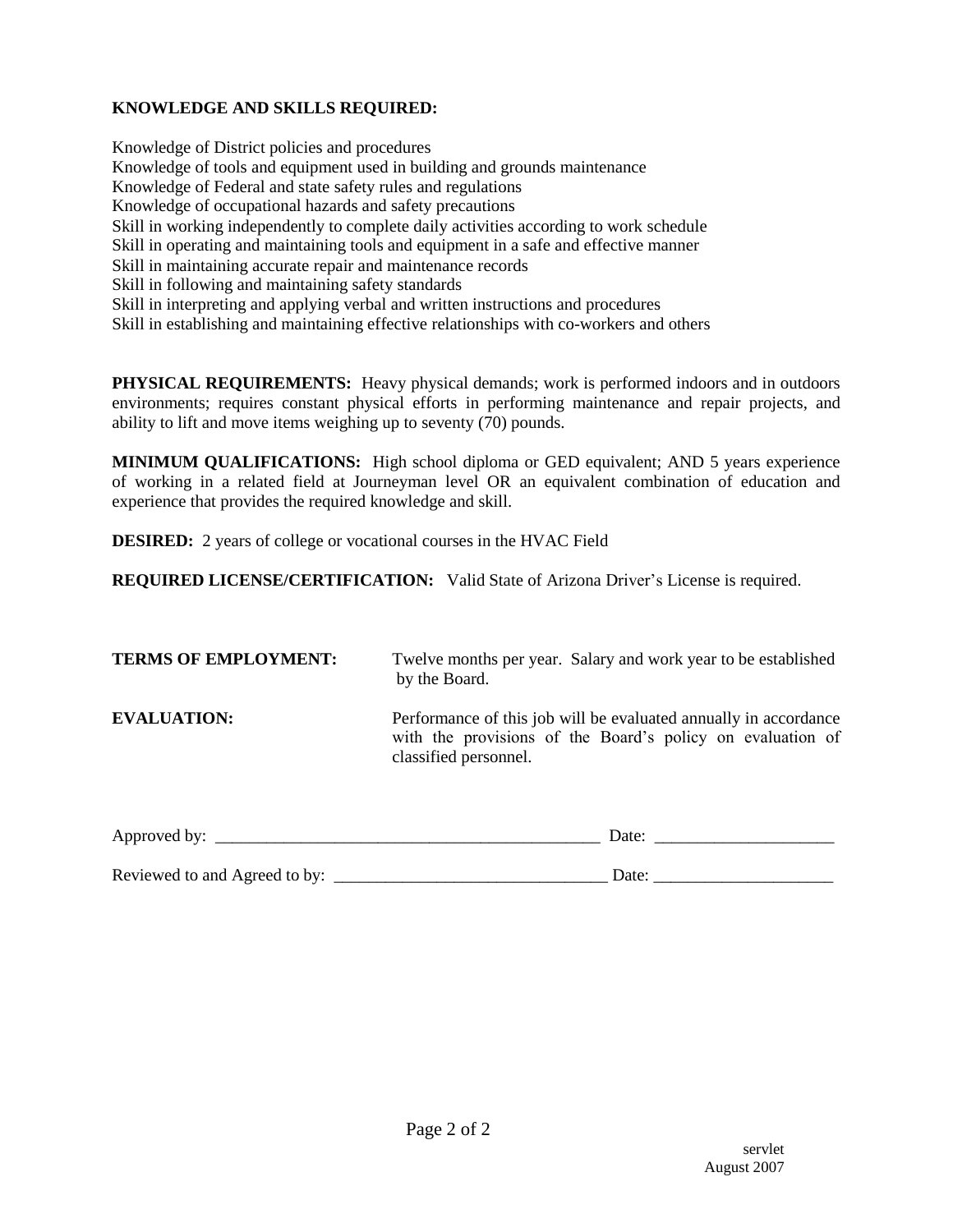**KNOWLEDGE AND SKILLS REQUIRED:**

Knowledge of District policies and procedures
Knowledge of tools and equipment used in building and grounds maintenance
Knowledge of Federal and state safety rules and regulations
Knowledge of occupational hazards and safety precautions
Skill in working independently to complete daily activities according to work schedule
Skill in operating and maintaining tools and equipment in a safe and effective manner
Skill in maintaining accurate repair and maintenance records
Skill in following and maintaining safety standards
Skill in interpreting and applying verbal and written instructions and procedures
Skill in establishing and maintaining effective relationships with co-workers and others

**PHYSICAL REQUIREMENTS:** Heavy physical demands; work is performed indoors and in outdoors environments; requires constant physical efforts in performing maintenance and repair projects, and ability to lift and move items weighing up to seventy (70) pounds.

**MINIMUM QUALIFICATIONS:** High school diploma or GED equivalent; AND 5 years experience of working in a related field at Journeyman level OR an equivalent combination of education and experience that provides the required knowledge and skill.

**DESIRED:** 2 years of college or vocational courses in the HVAC Field

**REQUIRED LICENSE/CERTIFICATION:** Valid State of Arizona Driver's License is required.

**TERMS OF EMPLOYMENT:** Twelve months per year. Salary and work year to be established by the Board.

**EVALUATION:** Performance of this job will be evaluated annually in accordance with the provisions of the Board's policy on evaluation of classified personnel.

Approved by: ______________________________________________ Date: ____________________

Reviewed to and Agreed to by: _______________________________ Date: ____________________

servlet
August 2007